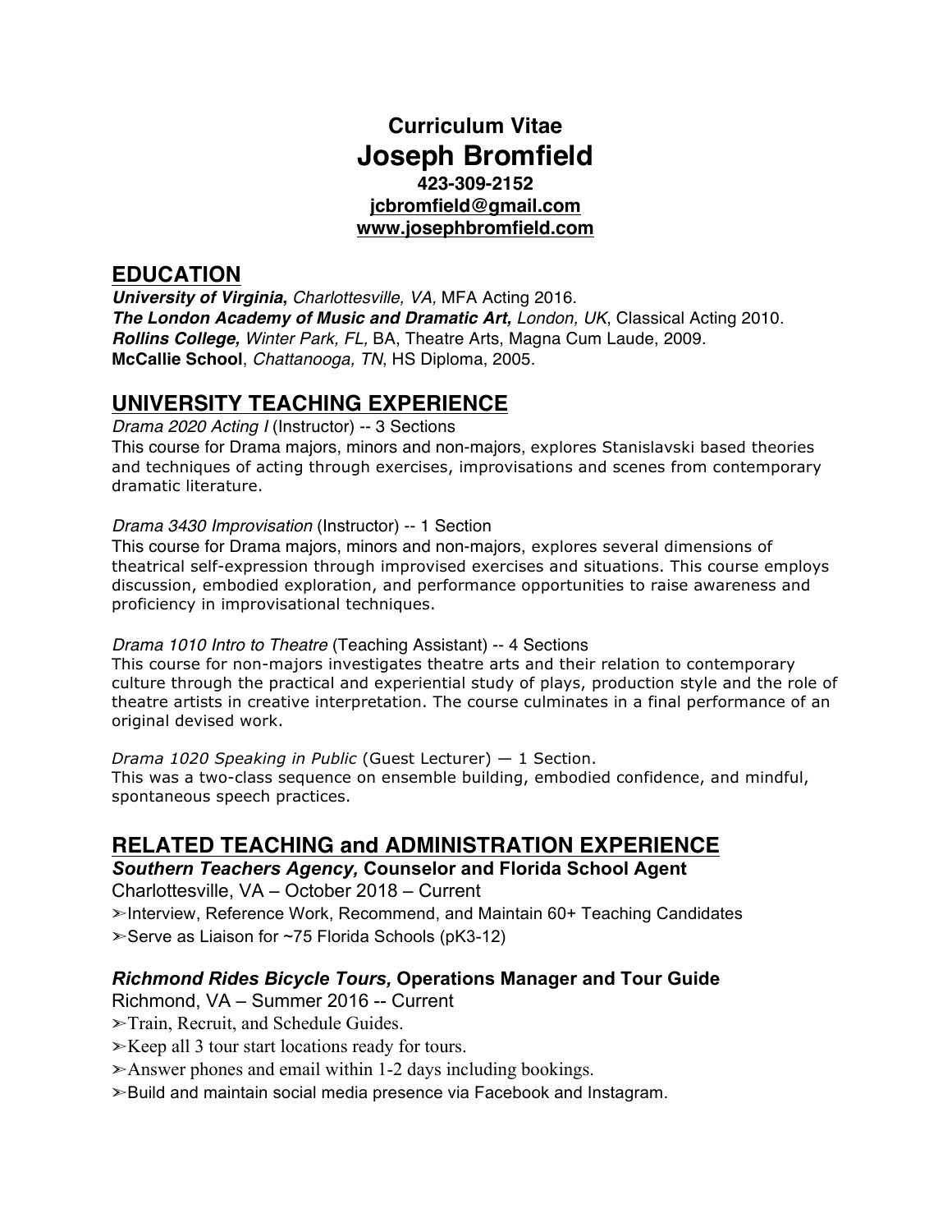# Curriculum Vitae
# Joseph Bromfield

**423-309-2152**
**jcbromfield@gmail.com**
**www.josephbromfield.com**

## EDUCATION

***University of Virginia***, *Charlottesville, VA,* MFA Acting 2016.
***The London Academy of Music and Dramatic Art,*** *London, UK*, Classical Acting 2010.
***Rollins College,*** *Winter Park, FL,* BA, Theatre Arts, Magna Cum Laude, 2009.
**McCallie School**, *Chattanooga, TN*, HS Diploma, 2005.

## UNIVERSITY TEACHING EXPERIENCE

*Drama 2020 Acting I* (Instructor) -- 3 Sections
This course for Drama majors, minors and non-majors, explores Stanislavski based theories and techniques of acting through exercises, improvisations and scenes from contemporary dramatic literature.

*Drama 3430 Improvisation* (Instructor) -- 1 Section
This course for Drama majors, minors and non-majors, explores several dimensions of theatrical self-expression through improvised exercises and situations. This course employs discussion, embodied exploration, and performance opportunities to raise awareness and proficiency in improvisational techniques.

*Drama 1010 Intro to Theatre* (Teaching Assistant) -- 4 Sections
This course for non-majors investigates theatre arts and their relation to contemporary culture through the practical and experiential study of plays, production style and the role of theatre artists in creative interpretation. The course culminates in a final performance of an original devised work.

*Drama 1020 Speaking in Public* (Guest Lecturer) — 1 Section.
This was a two-class sequence on ensemble building, embodied confidence, and mindful, spontaneous speech practices.

## RELATED TEACHING and ADMINISTRATION EXPERIENCE

### *Southern Teachers Agency,* Counselor and Florida School Agent

Charlottesville, VA – October 2018 – Current

- ➢Interview, Reference Work, Recommend, and Maintain 60+ Teaching Candidates
- ➢Serve as Liaison for ~75 Florida Schools (pK3-12)

### *Richmond Rides Bicycle Tours,* Operations Manager and Tour Guide

Richmond, VA – Summer 2016 -- Current

- ➢Train, Recruit, and Schedule Guides.
- ➢Keep all 3 tour start locations ready for tours.
- ➢Answer phones and email within 1-2 days including bookings.
- ➢Build and maintain social media presence via Facebook and Instagram.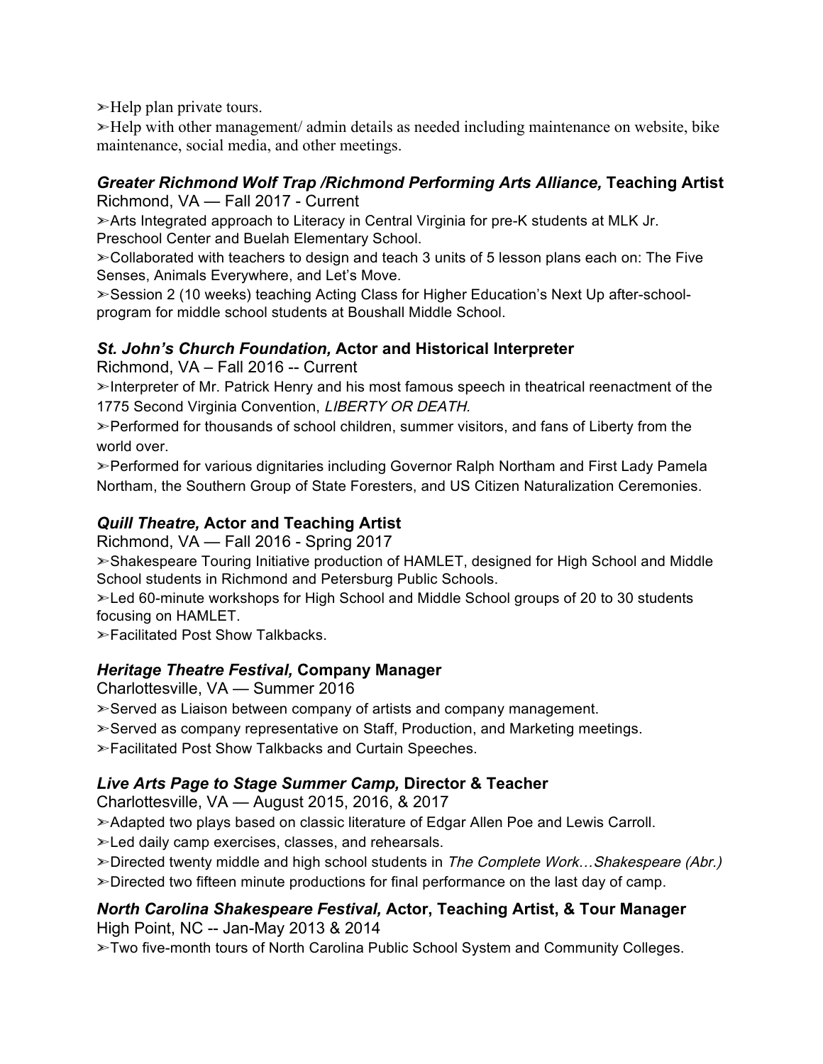➢Help plan private tours.

➢Help with other management/ admin details as needed including maintenance on website, bike maintenance, social media, and other meetings.

### ***Greater Richmond Wolf Trap /Richmond Performing Arts Alliance,* Teaching Artist**

Richmond, VA — Fall 2017 - Current

➢Arts Integrated approach to Literacy in Central Virginia for pre-K students at MLK Jr. Preschool Center and Buelah Elementary School.

➢Collaborated with teachers to design and teach 3 units of 5 lesson plans each on: The Five Senses, Animals Everywhere, and Let's Move.

➢Session 2 (10 weeks) teaching Acting Class for Higher Education's Next Up after-school-program for middle school students at Boushall Middle School.

### ***St. John's Church Foundation,* Actor and Historical Interpreter**

Richmond, VA – Fall 2016 -- Current

➢Interpreter of Mr. Patrick Henry and his most famous speech in theatrical reenactment of the 1775 Second Virginia Convention, *LIBERTY OR DEATH.*

➢Performed for thousands of school children, summer visitors, and fans of Liberty from the world over.

➢Performed for various dignitaries including Governor Ralph Northam and First Lady Pamela Northam, the Southern Group of State Foresters, and US Citizen Naturalization Ceremonies.

### ***Quill Theatre,* Actor and Teaching Artist**

Richmond, VA — Fall 2016 - Spring 2017

➢Shakespeare Touring Initiative production of HAMLET, designed for High School and Middle School students in Richmond and Petersburg Public Schools.

➢Led 60-minute workshops for High School and Middle School groups of 20 to 30 students focusing on HAMLET.

➢Facilitated Post Show Talkbacks.

### ***Heritage Theatre Festival,* Company Manager**

Charlottesville, VA — Summer 2016

➢Served as Liaison between company of artists and company management.

➢Served as company representative on Staff, Production, and Marketing meetings.

➢Facilitated Post Show Talkbacks and Curtain Speeches.

### ***Live Arts Page to Stage Summer Camp,* Director & Teacher**

Charlottesville, VA — August 2015, 2016, & 2017

➢Adapted two plays based on classic literature of Edgar Allen Poe and Lewis Carroll.

➢Led daily camp exercises, classes, and rehearsals.

➢Directed twenty middle and high school students in *The Complete Work…Shakespeare (Abr.)*

➢Directed two fifteen minute productions for final performance on the last day of camp.

### ***North Carolina Shakespeare Festival,* Actor, Teaching Artist, & Tour Manager**

High Point, NC -- Jan-May 2013 & 2014

➢Two five-month tours of North Carolina Public School System and Community Colleges.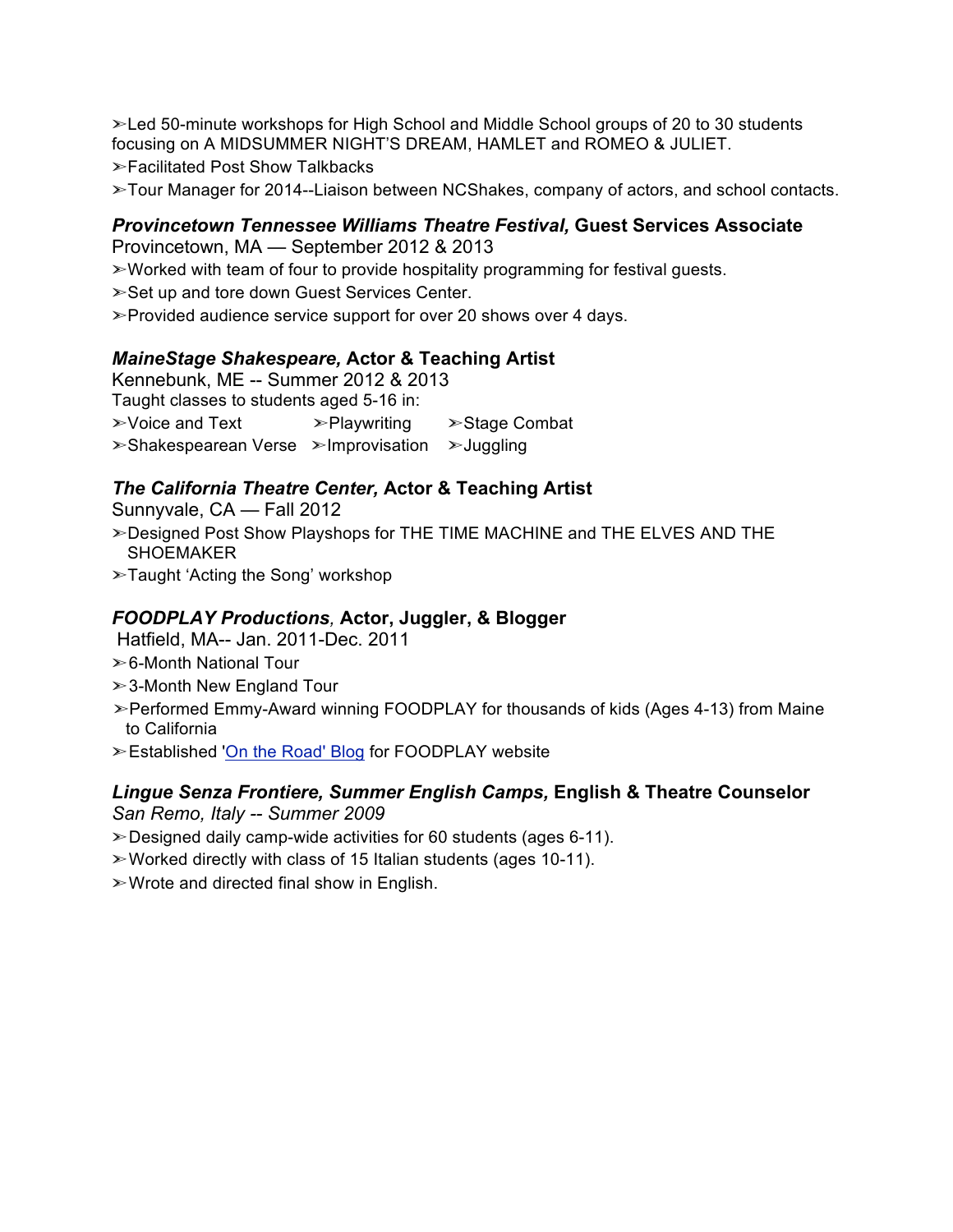➢Led 50-minute workshops for High School and Middle School groups of 20 to 30 students focusing on A MIDSUMMER NIGHT'S DREAM, HAMLET and ROMEO & JULIET.

➢Facilitated Post Show Talkbacks

➢Tour Manager for 2014--Liaison between NCShakes, company of actors, and school contacts.

### ***Provincetown Tennessee Williams Theatre Festival,*** **Guest Services Associate**

Provincetown, MA — September 2012 & 2013

➢Worked with team of four to provide hospitality programming for festival guests.

➢Set up and tore down Guest Services Center.

➢Provided audience service support for over 20 shows over 4 days.

### ***MaineStage Shakespeare,*** **Actor & Teaching Artist**

Kennebunk, ME -- Summer 2012 & 2013

Taught classes to students aged 5-16 in:

➢Voice and Text ➢Playwriting ➢Stage Combat

➢Shakespearean Verse ➢Improvisation ➢Juggling

### ***The California Theatre Center,*** **Actor & Teaching Artist**

Sunnyvale, CA — Fall 2012

➢Designed Post Show Playshops for THE TIME MACHINE and THE ELVES AND THE SHOEMAKER

➢Taught 'Acting the Song' workshop

### ***FOODPLAY Productions,*** **Actor, Juggler, & Blogger**

Hatfield, MA-- Jan. 2011-Dec. 2011

➢6-Month National Tour

➢3-Month New England Tour

➢Performed Emmy-Award winning FOODPLAY for thousands of kids (Ages 4-13) from Maine to California

➢Established 'On the Road' Blog for FOODPLAY website

### ***Lingue Senza Frontiere, Summer English Camps,*** **English & Theatre Counselor**

*San Remo, Italy -- Summer 2009*

➢Designed daily camp-wide activities for 60 students (ages 6-11).

➢Worked directly with class of 15 Italian students (ages 10-11).

➢Wrote and directed final show in English.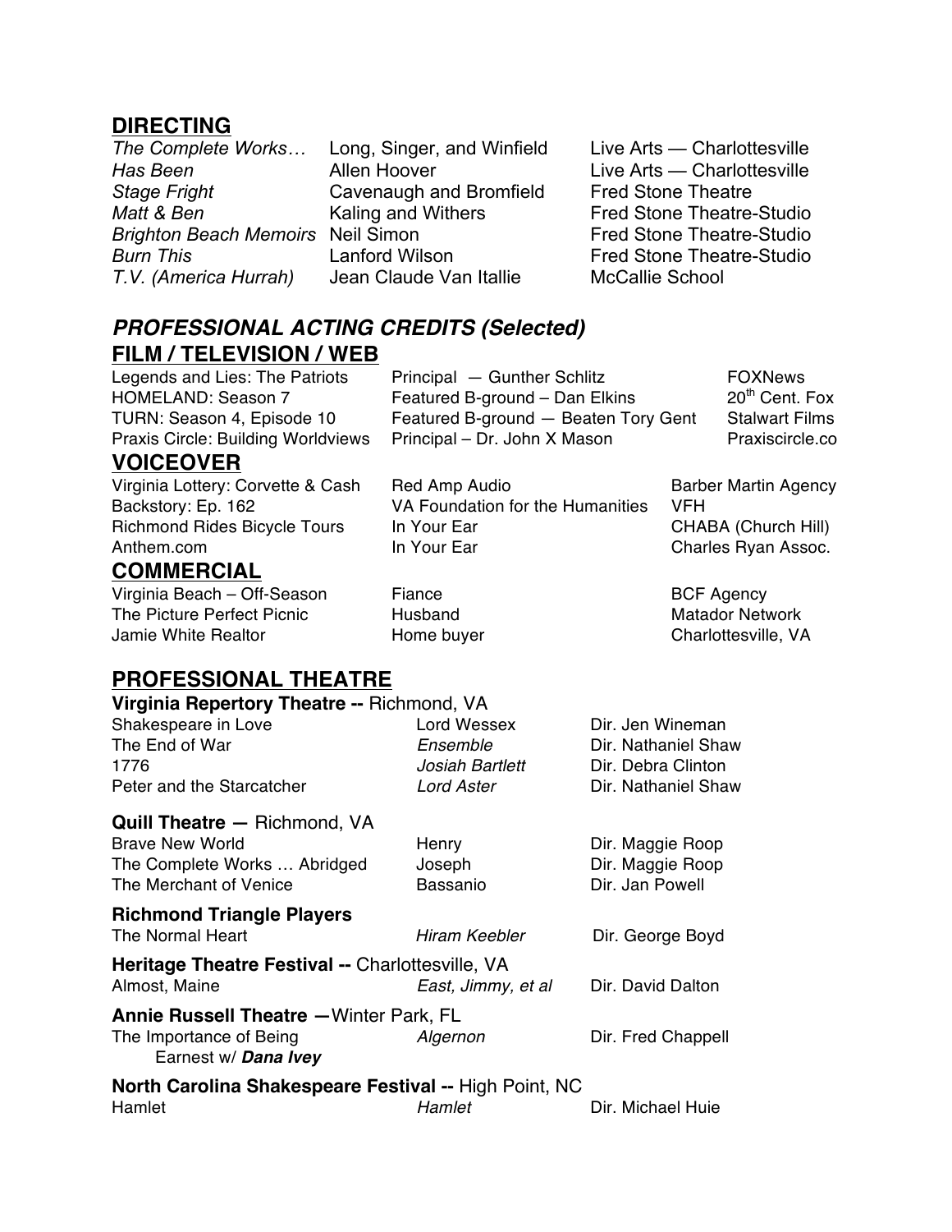## DIRECTING

| | | |
|---|---|---|
| *The Complete Works…* | Long, Singer, and Winfield | Live Arts — Charlottesville |
| *Has Been* | Allen Hoover | Live Arts — Charlottesville |
| *Stage Fright* | Cavenaugh and Bromfield | Fred Stone Theatre |
| *Matt & Ben* | Kaling and Withers | Fred Stone Theatre-Studio |
| *Brighton Beach Memoirs* | Neil Simon | Fred Stone Theatre-Studio |
| *Burn This* | Lanford Wilson | Fred Stone Theatre-Studio |
| *T.V. (America Hurrah)* | Jean Claude Van Itallie | McCallie School |

## *PROFESSIONAL ACTING CREDITS (Selected)*

### FILM / TELEVISION / WEB

| | | |
|---|---|---|
| Legends and Lies: The Patriots | Principal — Gunther Schlitz | FOXNews |
| HOMELAND: Season 7 | Featured B-ground – Dan Elkins | 20th Cent. Fox |
| TURN: Season 4, Episode 10 | Featured B-ground — Beaten Tory Gent | Stalwart Films |
| Praxis Circle: Building Worldviews | Principal – Dr. John X Mason | Praxiscircle.co |

### VOICEOVER

| | | |
|---|---|---|
| Virginia Lottery: Corvette & Cash | Red Amp Audio | Barber Martin Agency |
| Backstory: Ep. 162 | VA Foundation for the Humanities | VFH |
| Richmond Rides Bicycle Tours | In Your Ear | CHABA (Church Hill) |
| Anthem.com | In Your Ear | Charles Ryan Assoc. |

### COMMERCIAL

| | | |
|---|---|---|
| Virginia Beach – Off-Season | Fiance | BCF Agency |
| The Picture Perfect Picnic | Husband | Matador Network |
| Jamie White Realtor | Home buyer | Charlottesville, VA |

## PROFESSIONAL THEATRE

**Virginia Repertory Theatre --** Richmond, VA

| | | |
|---|---|---|
| Shakespeare in Love | Lord Wessex | Dir. Jen Wineman |
| The End of War | *Ensemble* | Dir. Nathaniel Shaw |
| 1776 | *Josiah Bartlett* | Dir. Debra Clinton |
| Peter and the Starcatcher | *Lord Aster* | Dir. Nathaniel Shaw |

**Quill Theatre —** Richmond, VA

| | | |
|---|---|---|
| Brave New World | Henry | Dir. Maggie Roop |
| The Complete Works … Abridged | Joseph | Dir. Maggie Roop |
| The Merchant of Venice | Bassanio | Dir. Jan Powell |

**Richmond Triangle Players**

| | | |
|---|---|---|
| The Normal Heart | *Hiram Keebler* | Dir. George Boyd |

**Heritage Theatre Festival --** Charlottesville, VA

| | | |
|---|---|---|
| Almost, Maine | *East, Jimmy, et al* | Dir. David Dalton |

**Annie Russell Theatre —** Winter Park, FL

| | | |
|---|---|---|
| The Importance of Being Earnest w/ ***Dana Ivey*** | *Algernon* | Dir. Fred Chappell |

**North Carolina Shakespeare Festival --** High Point, NC

| | | |
|---|---|---|
| Hamlet | *Hamlet* | Dir. Michael Huie |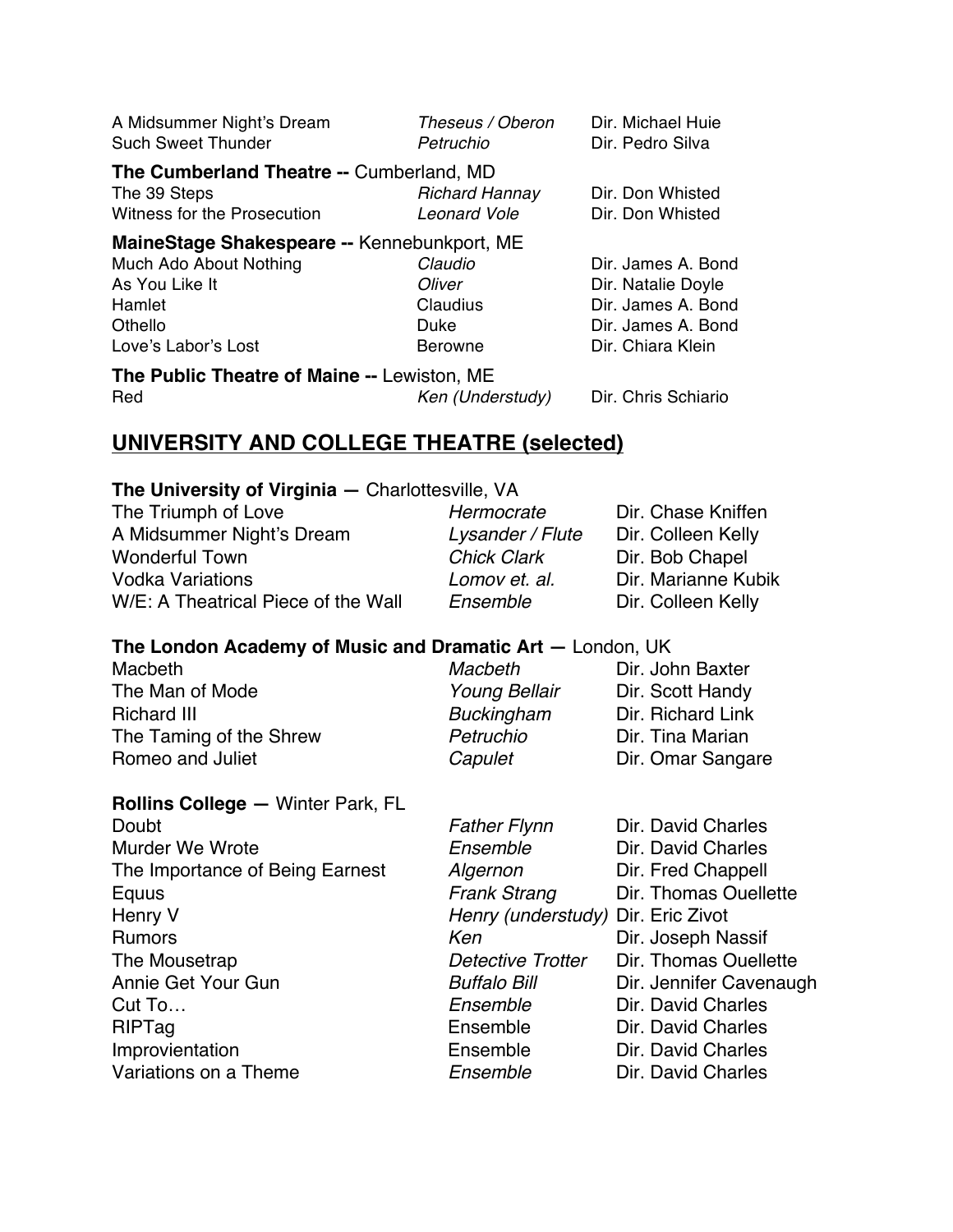| | | |
|---|---|---|
| A Midsummer Night's Dream | *Theseus / Oberon* | Dir. Michael Huie |
| Such Sweet Thunder | *Petruchio* | Dir. Pedro Silva |

**The Cumberland Theatre --** Cumberland, MD

| | | |
|---|---|---|
| The 39 Steps | *Richard Hannay* | Dir. Don Whisted |
| Witness for the Prosecution | *Leonard Vole* | Dir. Don Whisted |

**MaineStage Shakespeare --** Kennebunkport, ME

| | | |
|---|---|---|
| Much Ado About Nothing | *Claudio* | Dir. James A. Bond |
| As You Like It | *Oliver* | Dir. Natalie Doyle |
| Hamlet | Claudius | Dir. James A. Bond |
| Othello | Duke | Dir. James A. Bond |
| Love's Labor's Lost | Berowne | Dir. Chiara Klein |

**The Public Theatre of Maine --** Lewiston, ME

| | | |
|---|---|---|
| Red | *Ken (Understudy)* | Dir. Chris Schiario |

## UNIVERSITY AND COLLEGE THEATRE (selected)

**The University of Virginia —** Charlottesville, VA

| | | |
|---|---|---|
| The Triumph of Love | *Hermocrate* | Dir. Chase Kniffen |
| A Midsummer Night's Dream | *Lysander / Flute* | Dir. Colleen Kelly |
| Wonderful Town | *Chick Clark* | Dir. Bob Chapel |
| Vodka Variations | *Lomov et. al.* | Dir. Marianne Kubik |
| W/E: A Theatrical Piece of the Wall | *Ensemble* | Dir. Colleen Kelly |

**The London Academy of Music and Dramatic Art —** London, UK

| | | |
|---|---|---|
| Macbeth | *Macbeth* | Dir. John Baxter |
| The Man of Mode | *Young Bellair* | Dir. Scott Handy |
| Richard III | *Buckingham* | Dir. Richard Link |
| The Taming of the Shrew | *Petruchio* | Dir. Tina Marian |
| Romeo and Juliet | *Capulet* | Dir. Omar Sangare |

**Rollins College —** Winter Park, FL

| | | |
|---|---|---|
| Doubt | *Father Flynn* | Dir. David Charles |
| Murder We Wrote | *Ensemble* | Dir. David Charles |
| The Importance of Being Earnest | *Algernon* | Dir. Fred Chappell |
| Equus | *Frank Strang* | Dir. Thomas Ouellette |
| Henry V | *Henry (understudy)* | Dir. Eric Zivot |
| Rumors | *Ken* | Dir. Joseph Nassif |
| The Mousetrap | *Detective Trotter* | Dir. Thomas Ouellette |
| Annie Get Your Gun | *Buffalo Bill* | Dir. Jennifer Cavenaugh |
| Cut To… | *Ensemble* | Dir. David Charles |
| RIPTag | Ensemble | Dir. David Charles |
| Improvientation | Ensemble | Dir. David Charles |
| Variations on a Theme | *Ensemble* | Dir. David Charles |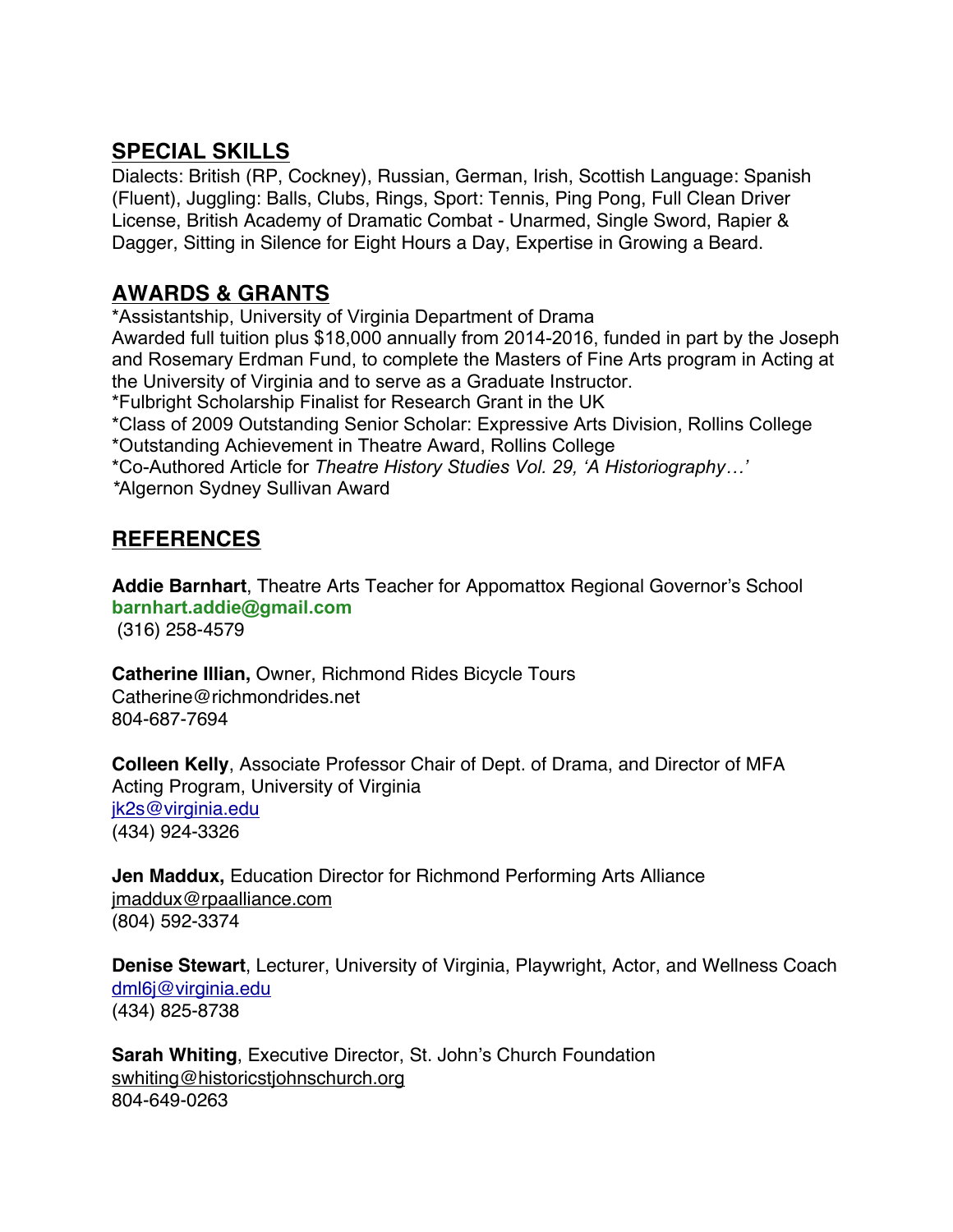## SPECIAL SKILLS

Dialects: British (RP, Cockney), Russian, German, Irish, Scottish Language: Spanish (Fluent), Juggling: Balls, Clubs, Rings, Sport: Tennis, Ping Pong, Full Clean Driver License, British Academy of Dramatic Combat - Unarmed, Single Sword, Rapier & Dagger, Sitting in Silence for Eight Hours a Day, Expertise in Growing a Beard.

## AWARDS & GRANTS

*Assistantship, University of Virginia Department of Drama
Awarded full tuition plus $18,000 annually from 2014-2016, funded in part by the Joseph and Rosemary Erdman Fund, to complete the Masters of Fine Arts program in Acting at the University of Virginia and to serve as a Graduate Instructor.
*Fulbright Scholarship Finalist for Research Grant in the UK
*Class of 2009 Outstanding Senior Scholar: Expressive Arts Division, Rollins College
*Outstanding Achievement in Theatre Award, Rollins College
*Co-Authored Article for *Theatre History Studies Vol. 29, 'A Historiography…'*
*Algernon Sydney Sullivan Award

## REFERENCES

**Addie Barnhart**, Theatre Arts Teacher for Appomattox Regional Governor's School
**barnhart.addie@gmail.com**
(316) 258-4579

**Catherine Illian,** Owner, Richmond Rides Bicycle Tours
Catherine@richmondrides.net
804-687-7694

**Colleen Kelly**, Associate Professor Chair of Dept. of Drama, and Director of MFA Acting Program, University of Virginia
jk2s@virginia.edu
(434) 924-3326

**Jen Maddux,** Education Director for Richmond Performing Arts Alliance
jmaddux@rpaalliance.com
(804) 592-3374

**Denise Stewart**, Lecturer, University of Virginia, Playwright, Actor, and Wellness Coach
dml6j@virginia.edu
(434) 825-8738

**Sarah Whiting**, Executive Director, St. John's Church Foundation
swhiting@historicstjohnschurch.org
804-649-0263